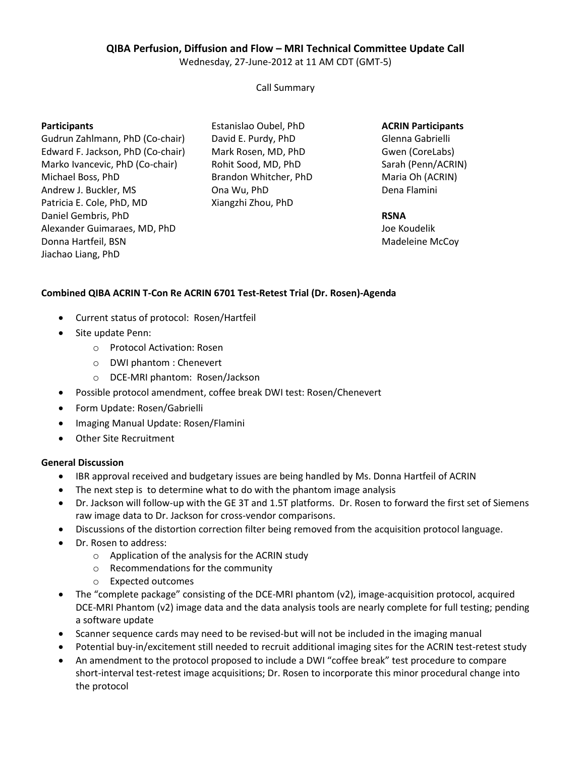**QIBA Perfusion, Diffusion and Flow – MRI Technical Committee Update Call**

Wednesday, 27-June-2012 at 11 AM CDT (GMT-5)

Call Summary

**Participants**

Gudrun Zahlmann, PhD (Co-chair)
Edward F. Jackson, PhD (Co-chair)
Marko Ivancevic, PhD (Co-chair)
Michael Boss, PhD
Andrew J. Buckler, MS
Patricia E. Cole, PhD, MD
Daniel Gembris, PhD
Alexander Guimaraes, MD, PhD
Donna Hartfeil, BSN
Jiachao Liang, PhD
Estanislao Oubel, PhD
David E. Purdy, PhD
Mark Rosen, MD, PhD
Rohit Sood, MD, PhD
Brandon Whitcher, PhD
Ona Wu, PhD
Xiangzhi Zhou, PhD

**ACRIN Participants**

Glenna Gabrielli
Gwen (CoreLabs)
Sarah (Penn/ACRIN)
Maria Oh (ACRIN)
Dena Flamini

**RSNA**

Joe Koudelik
Madeleine McCoy

**Combined QIBA ACRIN T-Con Re ACRIN 6701 Test-Retest Trial (Dr. Rosen)-Agenda**

- Current status of protocol: Rosen/Hartfeil
- Site update Penn:
  - Protocol Activation: Rosen
  - DWI phantom : Chenevert
  - DCE-MRI phantom: Rosen/Jackson
- Possible protocol amendment, coffee break DWI test: Rosen/Chenevert
- Form Update: Rosen/Gabrielli
- Imaging Manual Update: Rosen/Flamini
- Other Site Recruitment

**General Discussion**

- IBR approval received and budgetary issues are being handled by Ms. Donna Hartfeil of ACRIN
- The next step is to determine what to do with the phantom image analysis
- Dr. Jackson will follow-up with the GE 3T and 1.5T platforms. Dr. Rosen to forward the first set of Siemens raw image data to Dr. Jackson for cross-vendor comparisons.
- Discussions of the distortion correction filter being removed from the acquisition protocol language.
- Dr. Rosen to address:
  - Application of the analysis for the ACRIN study
  - Recommendations for the community
  - Expected outcomes
- The "complete package" consisting of the DCE-MRI phantom (v2), image-acquisition protocol, acquired DCE-MRI Phantom (v2) image data and the data analysis tools are nearly complete for full testing; pending a software update
- Scanner sequence cards may need to be revised-but will not be included in the imaging manual
- Potential buy-in/excitement still needed to recruit additional imaging sites for the ACRIN test-retest study
- An amendment to the protocol proposed to include a DWI "coffee break" test procedure to compare short-interval test-retest image acquisitions; Dr. Rosen to incorporate this minor procedural change into the protocol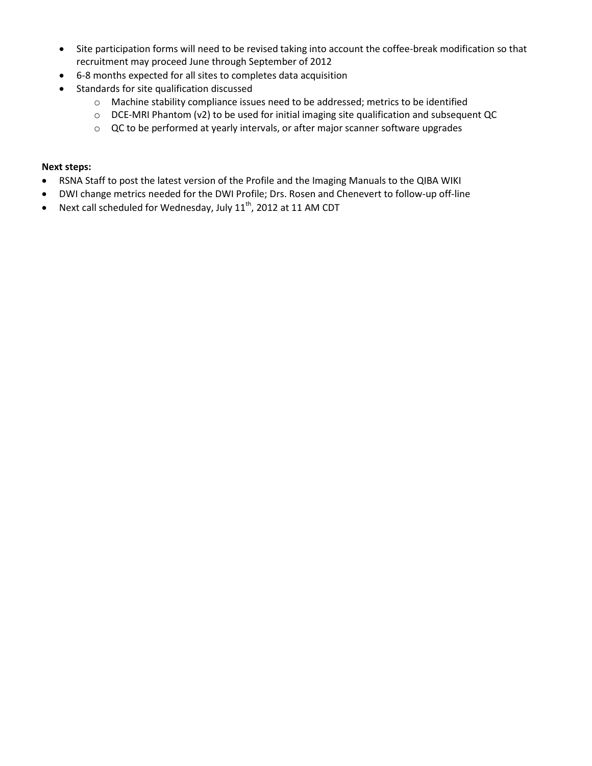- Site participation forms will need to be revised taking into account the coffee-break modification so that recruitment may proceed June through September of 2012
- 6-8 months expected for all sites to completes data acquisition
- Standards for site qualification discussed
  - Machine stability compliance issues need to be addressed; metrics to be identified
  - DCE-MRI Phantom (v2) to be used for initial imaging site qualification and subsequent QC
  - QC to be performed at yearly intervals, or after major scanner software upgrades

**Next steps:**

- RSNA Staff to post the latest version of the Profile and the Imaging Manuals to the QIBA WIKI
- DWI change metrics needed for the DWI Profile; Drs. Rosen and Chenevert to follow-up off-line
- Next call scheduled for Wednesday, July 11th, 2012 at 11 AM CDT